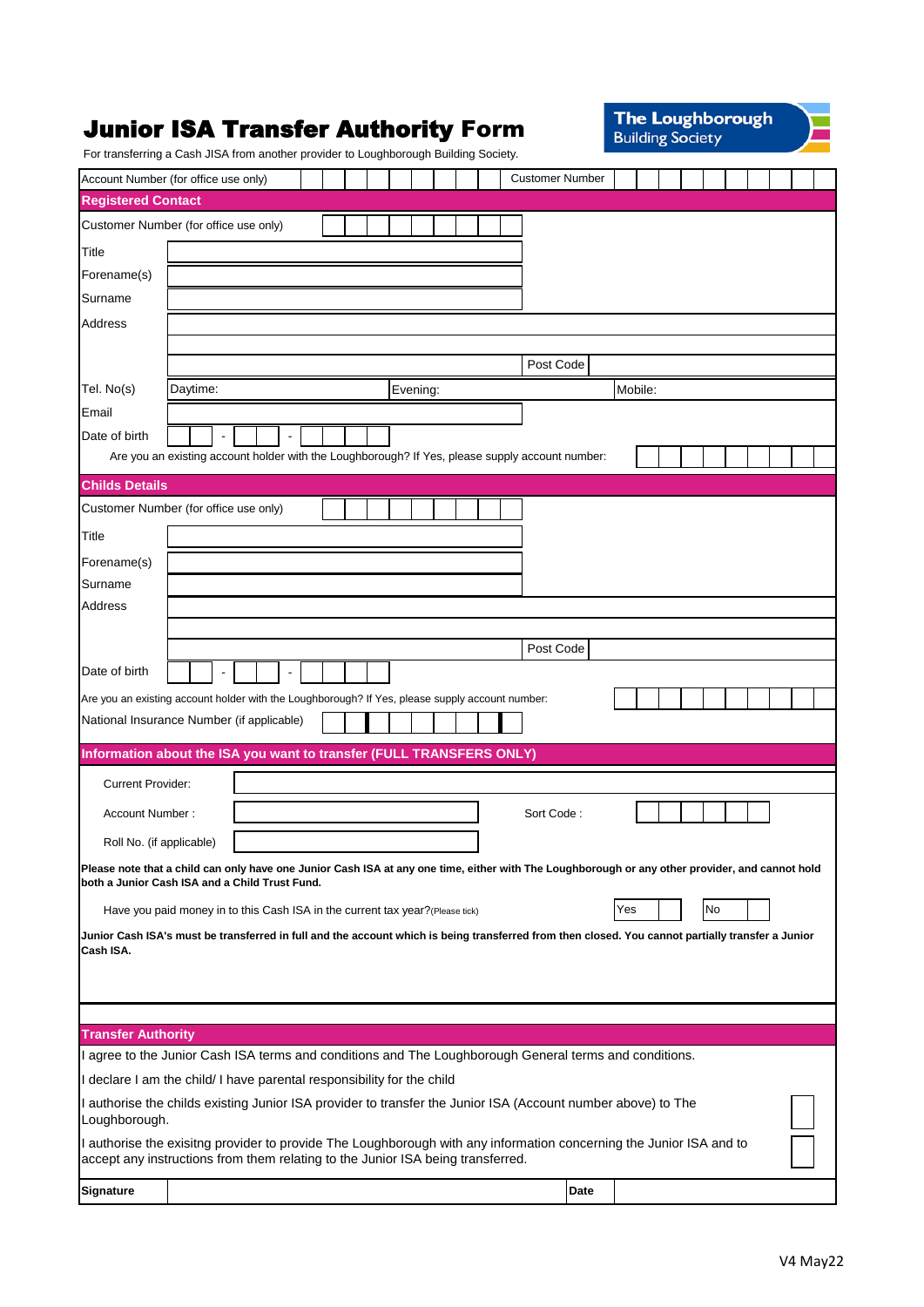# Junior ISA Transfer Authority Form

The Loughborough Building Society

For transferring a Cash JISA from another provider to Loughborough Building Society.

| Account Number (for office use only) | | Customer Number | |
|---|---|---|---|

## Registered Contact

| | | | |
|---|---|---|---|
| Customer Number (for office use only) | | | |
| Title | | | |
| Forename(s) | | | |
| Surname | | | |
| Address | | | |
| | | Post Code | |
| Tel. No(s) | Daytime: | Evening: | Mobile: |
| Email | | | |
| Date of birth | - - | | |

Are you an existing account holder with the Loughborough? If Yes, please supply account number:

## Childs Details

| | | | |
|---|---|---|---|
| Customer Number (for office use only) | | | |
| Title | | | |
| Forename(s) | | | |
| Surname | | | |
| Address | | | |
| | | Post Code | |
| Date of birth | - - | | |

Are you an existing account holder with the Loughborough? If Yes, please supply account number:

National Insurance Number (if applicable)

## Information about the ISA you want to transfer (FULL TRANSFERS ONLY)

| | | | |
|---|---|---|---|
| Current Provider: | | | |
| Account Number : | | Sort Code : | |
| Roll No. (if applicable) | | | |

**Please note that a child can only have one Junior Cash ISA at any one time, either with The Loughborough or any other provider, and cannot hold both a Junior Cash ISA and a Child Trust Fund.**

Have you paid money in to this Cash ISA in the current tax year?(Please tick) Yes ☐ No ☐

**Junior Cash ISA's must be transferred in full and the account which is being transferred from then closed. You cannot partially transfer a Junior Cash ISA.**

## Transfer Authority

I agree to the Junior Cash ISA terms and conditions and The Loughborough General terms and conditions.

I declare I am the child/ I have parental responsibility for the child

I authorise the childs existing Junior ISA provider to transfer the Junior ISA (Account number above) to The Loughborough. ☐

I authorise the exisitng provider to provide The Loughborough with any information concerning the Junior ISA and to accept any instructions from them relating to the Junior ISA being transferred. ☐

| **Signature** | | **Date** | |
|---|---|---|---|

V4 May22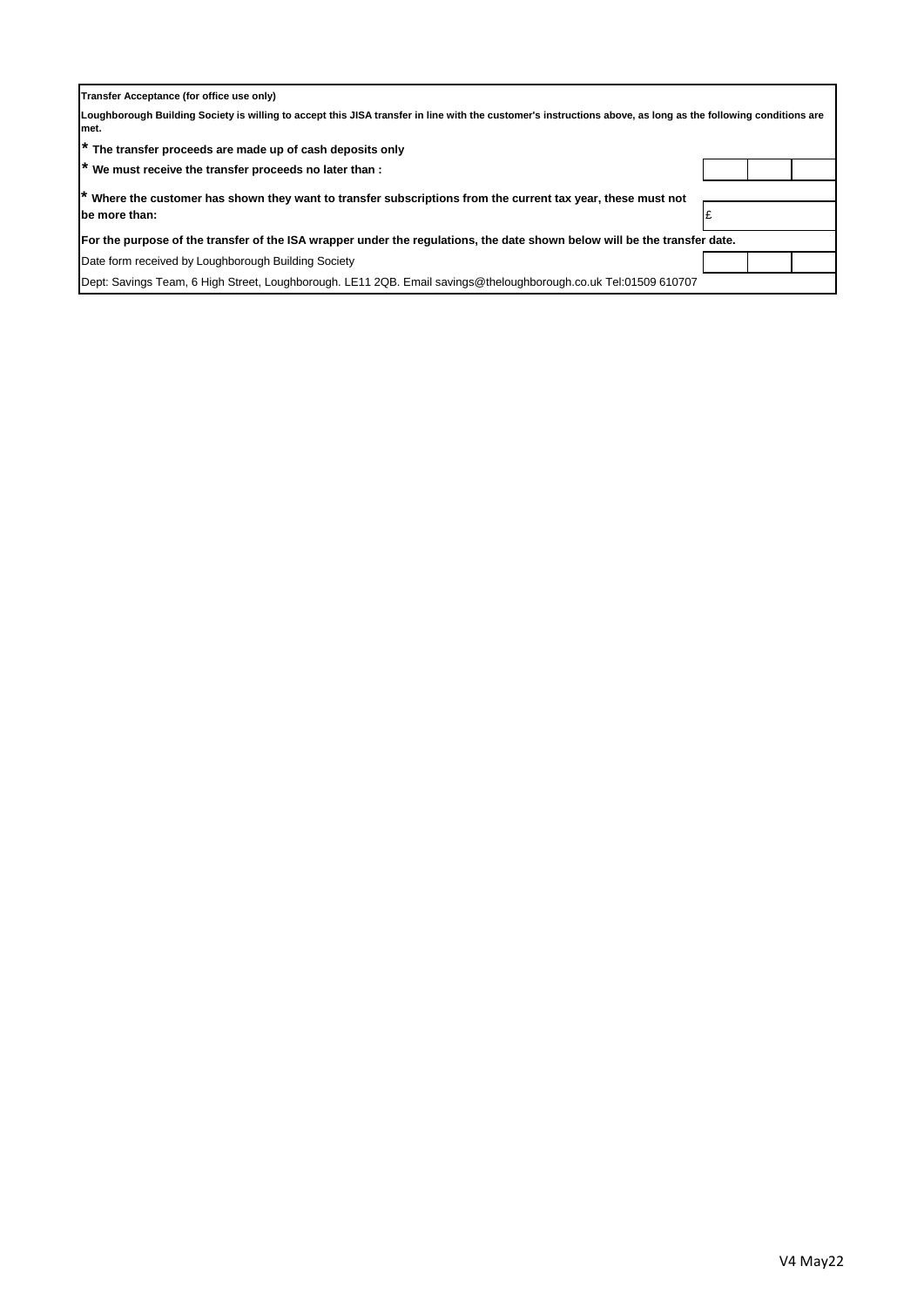**Transfer Acceptance (for office use only)**

**Loughborough Building Society is willing to accept this JISA transfer in line with the customer's instructions above, as long as the following conditions are met.**

- * **The transfer proceeds are made up of cash deposits only**
- * **We must receive the transfer proceeds no later than :** | | | |
- * **Where the customer has shown they want to transfer subscriptions from the current tax year, these must not be more than:** £

**For the purpose of the transfer of the ISA wrapper under the regulations, the date shown below will be the transfer date.**

Date form received by Loughborough Building Society | | | |

Dept: Savings Team, 6 High Street, Loughborough. LE11 2QB. Email savings@theloughborough.co.uk Tel:01509 610707

V4 May22